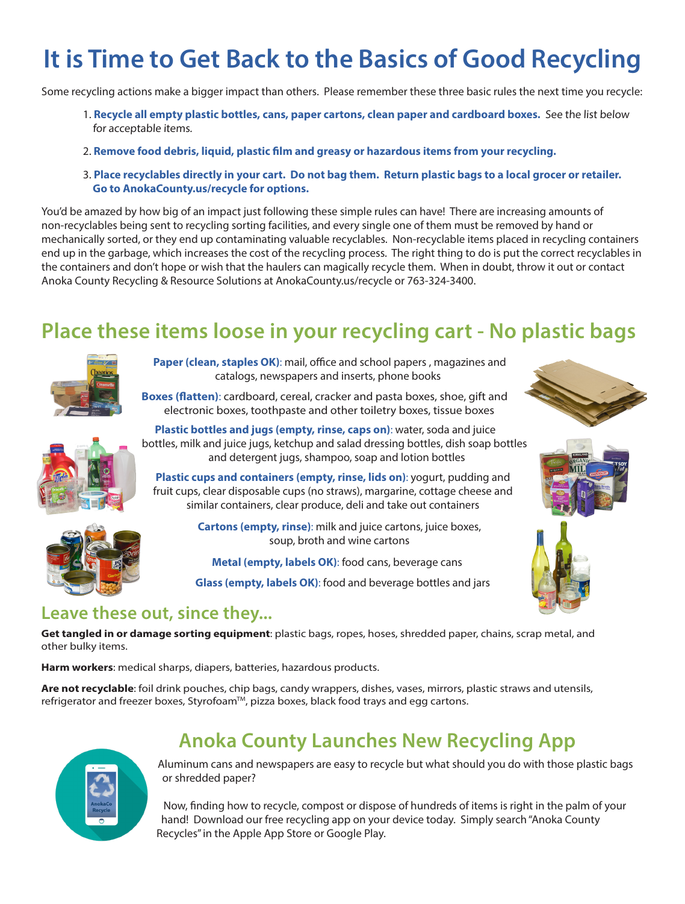# It is Time to Get Back to the Basics of Good Recycling

Some recycling actions make a bigger impact than others. Please remember these three basic rules the next time you recycle:

1. **Recycle all empty plastic bottles, cans, paper cartons, clean paper and cardboard boxes.** *See the list below for acceptable items.*
2. **Remove food debris, liquid, plastic film and greasy or hazardous items from your recycling.**
3. **Place recyclables directly in your cart. Do not bag them. Return plastic bags to a local grocer or retailer. Go to AnokaCounty.us/recycle for options.**

You'd be amazed by how big of an impact just following these simple rules can have! There are increasing amounts of non-recyclables being sent to recycling sorting facilities, and every single one of them must be removed by hand or mechanically sorted, or they end up contaminating valuable recyclables. Non-recyclable items placed in recycling containers end up in the garbage, which increases the cost of the recycling process. The right thing to do is put the correct recyclables in the containers and don't hope or wish that the haulers can magically recycle them. When in doubt, throw it out or contact Anoka County Recycling & Resource Solutions at AnokaCounty.us/recycle or 763-324-3400.

## Place these items loose in your recycling cart - No plastic bags

**Paper (clean, staples OK)**: mail, office and school papers , magazines and catalogs, newspapers and inserts, phone books

**Boxes (flatten)**: cardboard, cereal, cracker and pasta boxes, shoe, gift and electronic boxes, toothpaste and other toiletry boxes, tissue boxes

**Plastic bottles and jugs (empty, rinse, caps on)**: water, soda and juice bottles, milk and juice jugs, ketchup and salad dressing bottles, dish soap bottles and detergent jugs, shampoo, soap and lotion bottles

**Plastic cups and containers (empty, rinse, lids on)**: yogurt, pudding and fruit cups, clear disposable cups (no straws), margarine, cottage cheese and similar containers, clear produce, deli and take out containers

**Cartons (empty, rinse)**: milk and juice cartons, juice boxes, soup, broth and wine cartons

**Metal (empty, labels OK)**: food cans, beverage cans

**Glass (empty, labels OK)**: food and beverage bottles and jars

## Leave these out, since they...

**Get tangled in or damage sorting equipment**: plastic bags, ropes, hoses, shredded paper, chains, scrap metal, and other bulky items.

**Harm workers**: medical sharps, diapers, batteries, hazardous products.

**Are not recyclable**: foil drink pouches, chip bags, candy wrappers, dishes, vases, mirrors, plastic straws and utensils, refrigerator and freezer boxes, Styrofoam™, pizza boxes, black food trays and egg cartons.

## Anoka County Launches New Recycling App

Aluminum cans and newspapers are easy to recycle but what should you do with those plastic bags or shredded paper?

Now, finding how to recycle, compost or dispose of hundreds of items is right in the palm of your hand! Download our free recycling app on your device today. Simply search "Anoka County Recycles" in the Apple App Store or Google Play.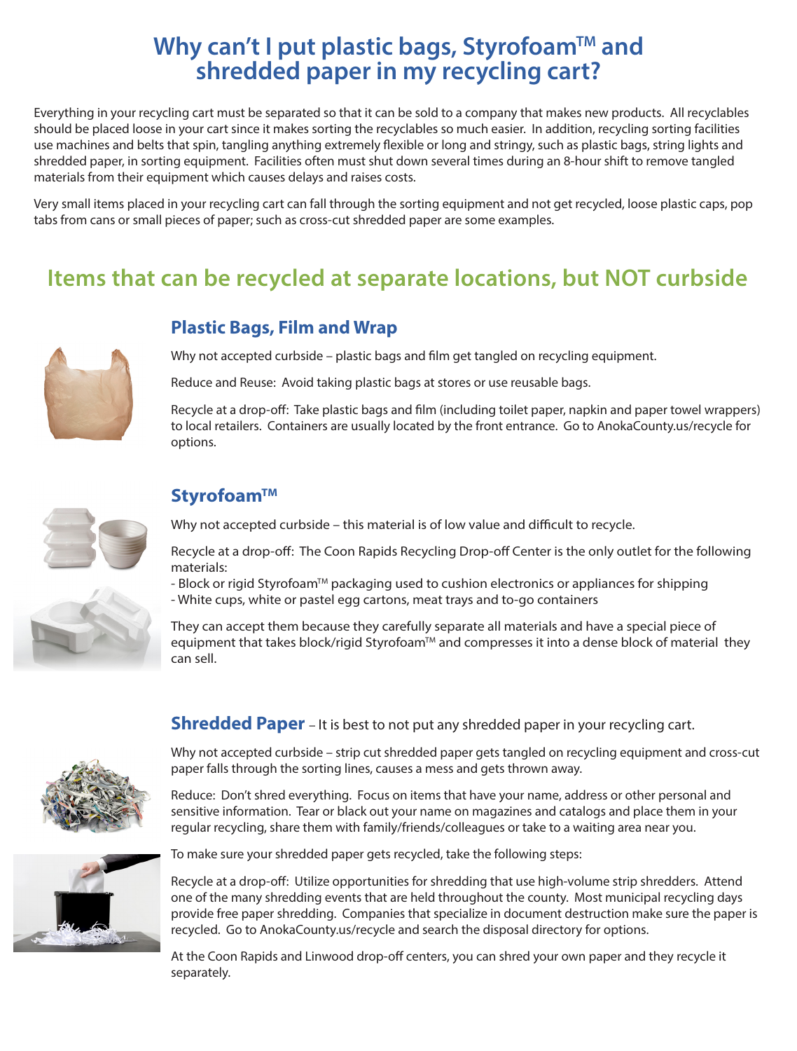# Why can't I put plastic bags, Styrofoam™ and shredded paper in my recycling cart?

Everything in your recycling cart must be separated so that it can be sold to a company that makes new products. All recyclables should be placed loose in your cart since it makes sorting the recyclables so much easier. In addition, recycling sorting facilities use machines and belts that spin, tangling anything extremely flexible or long and stringy, such as plastic bags, string lights and shredded paper, in sorting equipment. Facilities often must shut down several times during an 8-hour shift to remove tangled materials from their equipment which causes delays and raises costs.

Very small items placed in your recycling cart can fall through the sorting equipment and not get recycled, loose plastic caps, pop tabs from cans or small pieces of paper; such as cross-cut shredded paper are some examples.

## Items that can be recycled at separate locations, but NOT curbside

### Plastic Bags, Film and Wrap

Why not accepted curbside – plastic bags and film get tangled on recycling equipment.

Reduce and Reuse: Avoid taking plastic bags at stores or use reusable bags.

Recycle at a drop-off: Take plastic bags and film (including toilet paper, napkin and paper towel wrappers) to local retailers. Containers are usually located by the front entrance. Go to AnokaCounty.us/recycle for options.

### Styrofoam™

Why not accepted curbside – this material is of low value and difficult to recycle.

Recycle at a drop-off: The Coon Rapids Recycling Drop-off Center is the only outlet for the following materials:

- Block or rigid Styrofoam™ packaging used to cushion electronics or appliances for shipping
- White cups, white or pastel egg cartons, meat trays and to-go containers

They can accept them because they carefully separate all materials and have a special piece of equipment that takes block/rigid Styrofoam™ and compresses it into a dense block of material they can sell.

### Shredded Paper – It is best to not put any shredded paper in your recycling cart.

Why not accepted curbside – strip cut shredded paper gets tangled on recycling equipment and cross-cut paper falls through the sorting lines, causes a mess and gets thrown away.

Reduce: Don't shred everything. Focus on items that have your name, address or other personal and sensitive information. Tear or black out your name on magazines and catalogs and place them in your regular recycling, share them with family/friends/colleagues or take to a waiting area near you.

To make sure your shredded paper gets recycled, take the following steps:

Recycle at a drop-off: Utilize opportunities for shredding that use high-volume strip shredders. Attend one of the many shredding events that are held throughout the county. Most municipal recycling days provide free paper shredding. Companies that specialize in document destruction make sure the paper is recycled. Go to AnokaCounty.us/recycle and search the disposal directory for options.

At the Coon Rapids and Linwood drop-off centers, you can shred your own paper and they recycle it separately.